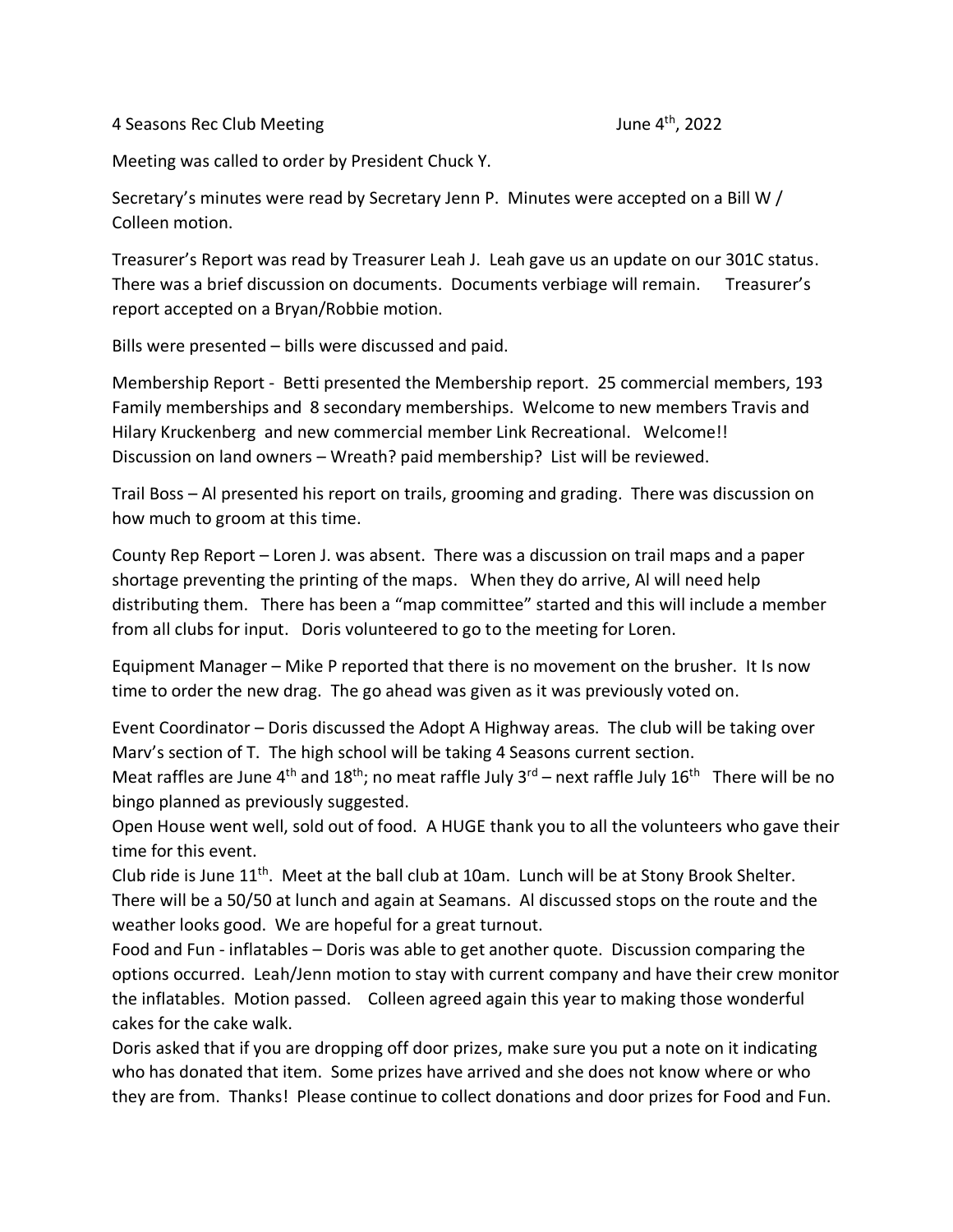4 Seasons Rec Club Meeting June 4th, 2022

Meeting was called to order by President Chuck Y.

Secretary's minutes were read by Secretary Jenn P. Minutes were accepted on a Bill W / Colleen motion.

Treasurer's Report was read by Treasurer Leah J. Leah gave us an update on our 301C status. There was a brief discussion on documents. Documents verbiage will remain. Treasurer's report accepted on a Bryan/Robbie motion.

Bills were presented – bills were discussed and paid.

Membership Report - Betti presented the Membership report. 25 commercial members, 193 Family memberships and 8 secondary memberships. Welcome to new members Travis and Hilary Kruckenberg and new commercial member Link Recreational. Welcome!! Discussion on land owners – Wreath? paid membership? List will be reviewed.

Trail Boss – Al presented his report on trails, grooming and grading. There was discussion on how much to groom at this time.

County Rep Report – Loren J. was absent. There was a discussion on trail maps and a paper shortage preventing the printing of the maps. When they do arrive, Al will need help distributing them. There has been a "map committee" started and this will include a member from all clubs for input. Doris volunteered to go to the meeting for Loren.

Equipment Manager – Mike P reported that there is no movement on the brusher. It Is now time to order the new drag. The go ahead was given as it was previously voted on.

Event Coordinator – Doris discussed the Adopt A Highway areas. The club will be taking over Marv's section of T. The high school will be taking 4 Seasons current section.
Meat raffles are June 4th and 18th; no meat raffle July 3rd – next raffle July 16th There will be no bingo planned as previously suggested.
Open House went well, sold out of food. A HUGE thank you to all the volunteers who gave their time for this event.
Club ride is June 11th. Meet at the ball club at 10am. Lunch will be at Stony Brook Shelter. There will be a 50/50 at lunch and again at Seamans. Al discussed stops on the route and the weather looks good. We are hopeful for a great turnout.
Food and Fun - inflatables – Doris was able to get another quote. Discussion comparing the options occurred. Leah/Jenn motion to stay with current company and have their crew monitor the inflatables. Motion passed. Colleen agreed again this year to making those wonderful cakes for the cake walk.
Doris asked that if you are dropping off door prizes, make sure you put a note on it indicating who has donated that item. Some prizes have arrived and she does not know where or who they are from. Thanks! Please continue to collect donations and door prizes for Food and Fun.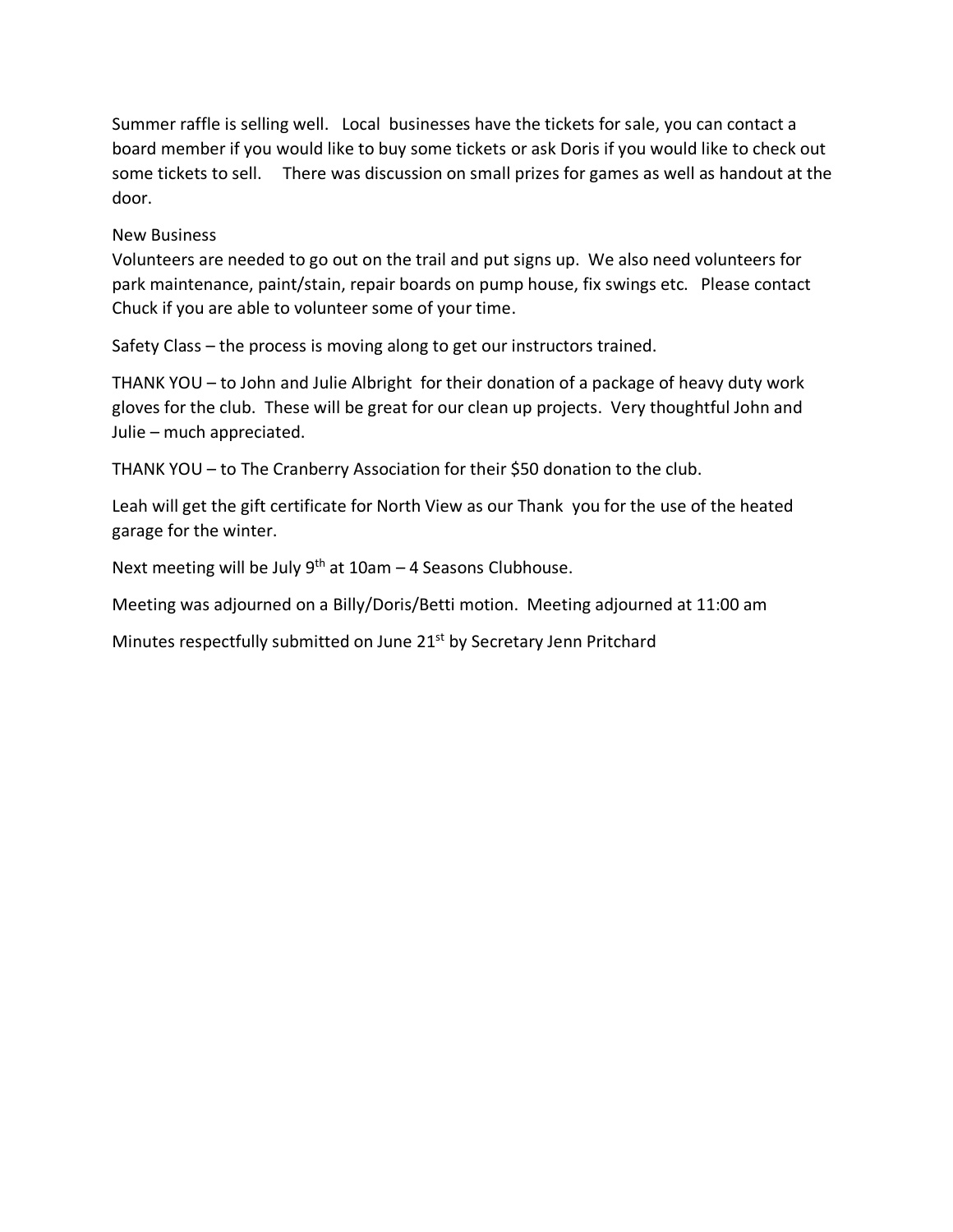Summer raffle is selling well. Local businesses have the tickets for sale, you can contact a board member if you would like to buy some tickets or ask Doris if you would like to check out some tickets to sell. There was discussion on small prizes for games as well as handout at the door.

New Business

Volunteers are needed to go out on the trail and put signs up. We also need volunteers for park maintenance, paint/stain, repair boards on pump house, fix swings etc. Please contact Chuck if you are able to volunteer some of your time.

Safety Class – the process is moving along to get our instructors trained.

THANK YOU – to John and Julie Albright for their donation of a package of heavy duty work gloves for the club. These will be great for our clean up projects. Very thoughtful John and Julie – much appreciated.

THANK YOU – to The Cranberry Association for their $50 donation to the club.

Leah will get the gift certificate for North View as our Thank you for the use of the heated garage for the winter.

Next meeting will be July 9th at 10am – 4 Seasons Clubhouse.

Meeting was adjourned on a Billy/Doris/Betti motion. Meeting adjourned at 11:00 am

Minutes respectfully submitted on June 21st by Secretary Jenn Pritchard